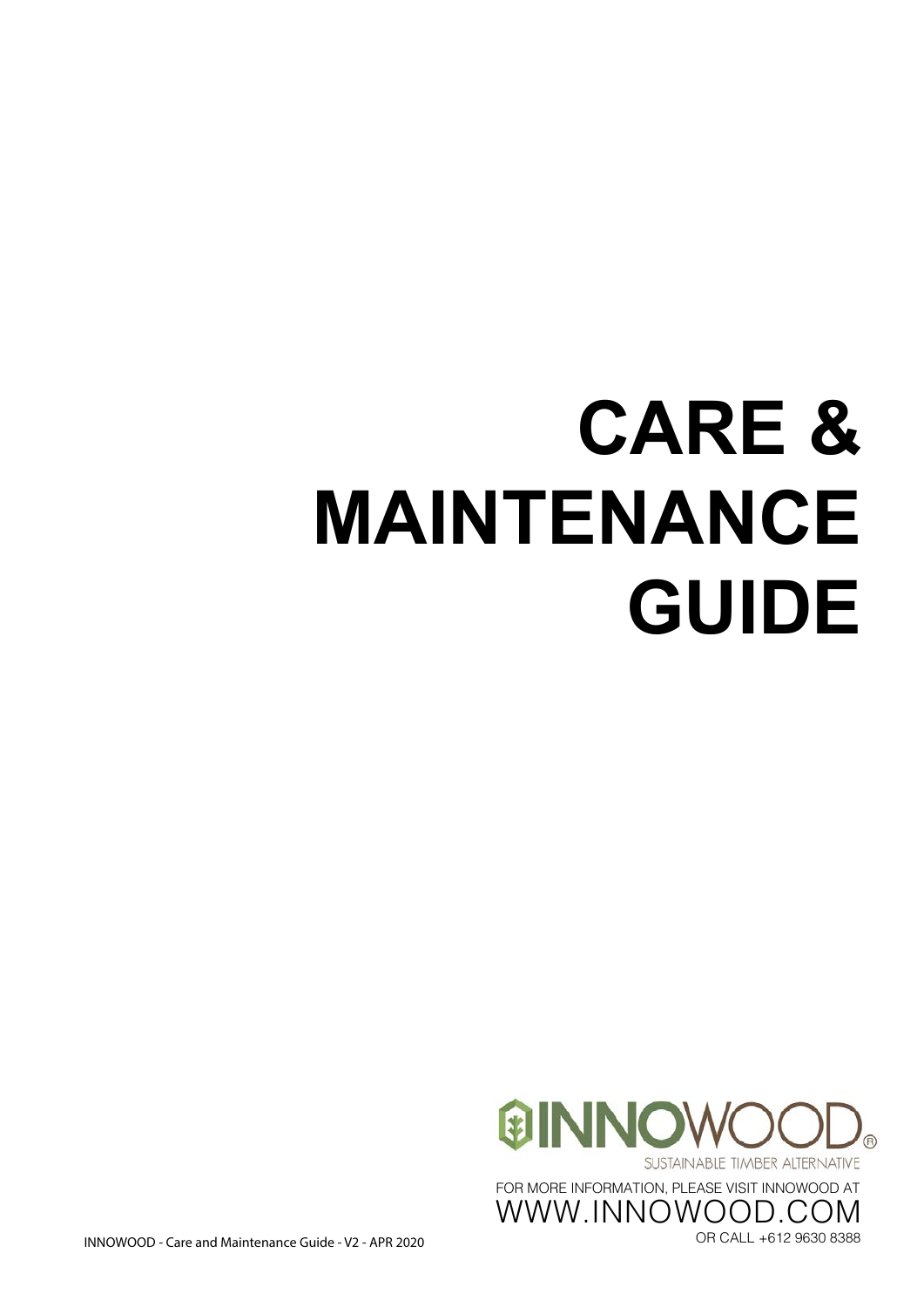# CARE & MAINTENANCE GUIDE

INNOWOOD®

SUSTAINABLE TIMBER ALTERNATIVE

FOR MORE INFORMATION, PLEASE VISIT INNOWOOD AT
WWW.INNOWOOD.COM
OR CALL +612 9630 8388

INNOWOOD - Care and Maintenance Guide - V2 - APR 2020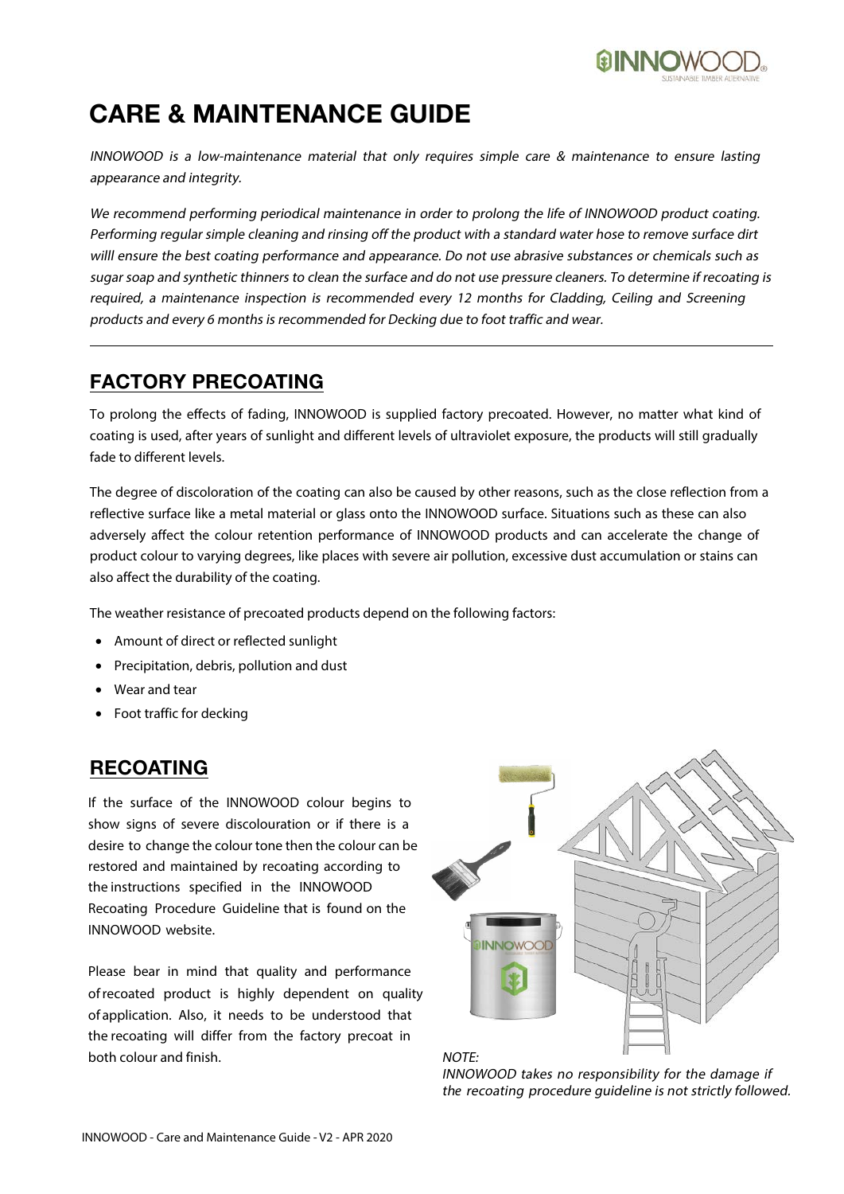# CARE & MAINTENANCE GUIDE

*INNOWOOD is a low-maintenance material that only requires simple care & maintenance to ensure lasting appearance and integrity.*

*We recommend performing periodical maintenance in order to prolong the life of INNOWOOD product coating. Performing regular simple cleaning and rinsing off the product with a standard water hose to remove surface dirt willl ensure the best coating performance and appearance. Do not use abrasive substances or chemicals such as sugar soap and synthetic thinners to clean the surface and do not use pressure cleaners. To determine if recoating is required, a maintenance inspection is recommended every 12 months for Cladding, Ceiling and Screening products and every 6 months is recommended for Decking due to foot traffic and wear.*

---

## FACTORY PRECOATING

To prolong the effects of fading, INNOWOOD is supplied factory precoated. However, no matter what kind of coating is used, after years of sunlight and different levels of ultraviolet exposure, the products will still gradually fade to different levels.

The degree of discoloration of the coating can also be caused by other reasons, such as the close reflection from a reflective surface like a metal material or glass onto the INNOWOOD surface. Situations such as these can also adversely affect the colour retention performance of INNOWOOD products and can accelerate the change of product colour to varying degrees, like places with severe air pollution, excessive dust accumulation or stains can also affect the durability of the coating.

The weather resistance of precoated products depend on the following factors:

- Amount of direct or reflected sunlight
- Precipitation, debris, pollution and dust
- Wear and tear
- Foot traffic for decking

## RECOATING

If the surface of the INNOWOOD colour begins to show signs of severe discolouration or if there is a desire to change the colour tone then the colour can be restored and maintained by recoating according to the instructions specified in the INNOWOOD Recoating Procedure Guideline that is found on the INNOWOOD website.

Please bear in mind that quality and performance of recoated product is highly dependent on quality of application. Also, it needs to be understood that the recoating will differ from the factory precoat in both colour and finish.

*NOTE:*
*INNOWOOD takes no responsibility for the damage if the recoating procedure guideline is not strictly followed.*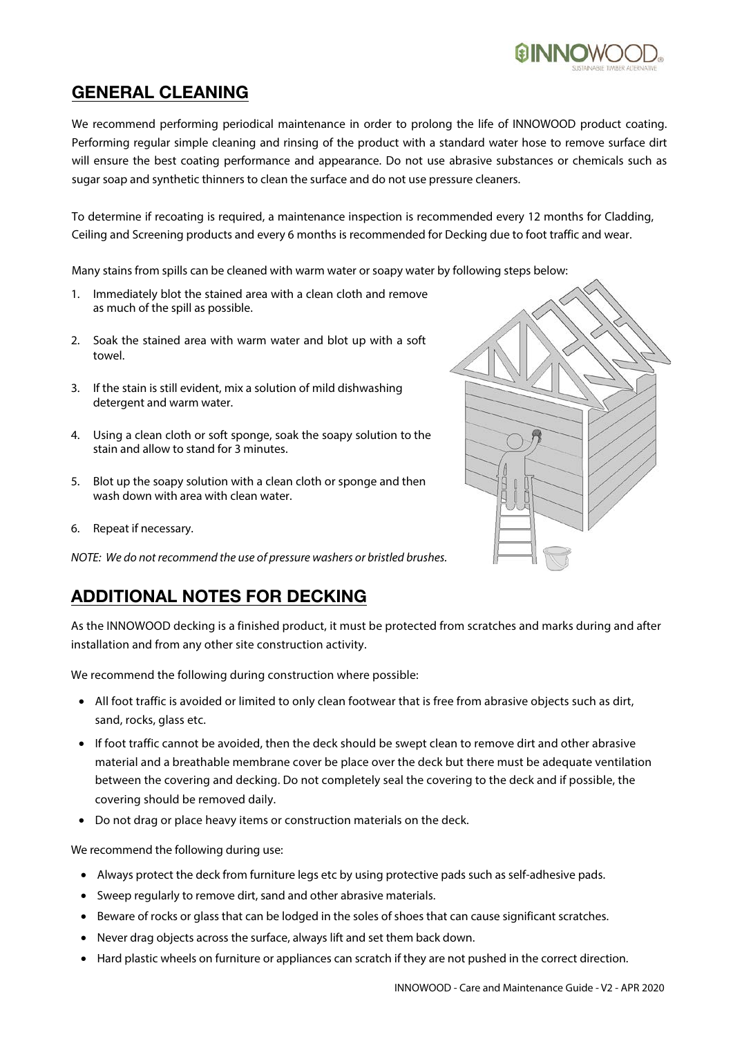## GENERAL CLEANING

We recommend performing periodical maintenance in order to prolong the life of INNOWOOD product coating. Performing regular simple cleaning and rinsing of the product with a standard water hose to remove surface dirt will ensure the best coating performance and appearance. Do not use abrasive substances or chemicals such as sugar soap and synthetic thinners to clean the surface and do not use pressure cleaners.

To determine if recoating is required, a maintenance inspection is recommended every 12 months for Cladding, Ceiling and Screening products and every 6 months is recommended for Decking due to foot traffic and wear.

Many stains from spills can be cleaned with warm water or soapy water by following steps below:

1. Immediately blot the stained area with a clean cloth and remove as much of the spill as possible.
2. Soak the stained area with warm water and blot up with a soft towel.
3. If the stain is still evident, mix a solution of mild dishwashing detergent and warm water.
4. Using a clean cloth or soft sponge, soak the soapy solution to the stain and allow to stand for 3 minutes.
5. Blot up the soapy solution with a clean cloth or sponge and then wash down with area with clean water.
6. Repeat if necessary.

*NOTE: We do not recommend the use of pressure washers or bristled brushes.*

## ADDITIONAL NOTES FOR DECKING

As the INNOWOOD decking is a finished product, it must be protected from scratches and marks during and after installation and from any other site construction activity.

We recommend the following during construction where possible:

- All foot traffic is avoided or limited to only clean footwear that is free from abrasive objects such as dirt, sand, rocks, glass etc.
- If foot traffic cannot be avoided, then the deck should be swept clean to remove dirt and other abrasive material and a breathable membrane cover be place over the deck but there must be adequate ventilation between the covering and decking. Do not completely seal the covering to the deck and if possible, the covering should be removed daily.
- Do not drag or place heavy items or construction materials on the deck.

We recommend the following during use:

- Always protect the deck from furniture legs etc by using protective pads such as self-adhesive pads.
- Sweep regularly to remove dirt, sand and other abrasive materials.
- Beware of rocks or glass that can be lodged in the soles of shoes that can cause significant scratches.
- Never drag objects across the surface, always lift and set them back down.
- Hard plastic wheels on furniture or appliances can scratch if they are not pushed in the correct direction.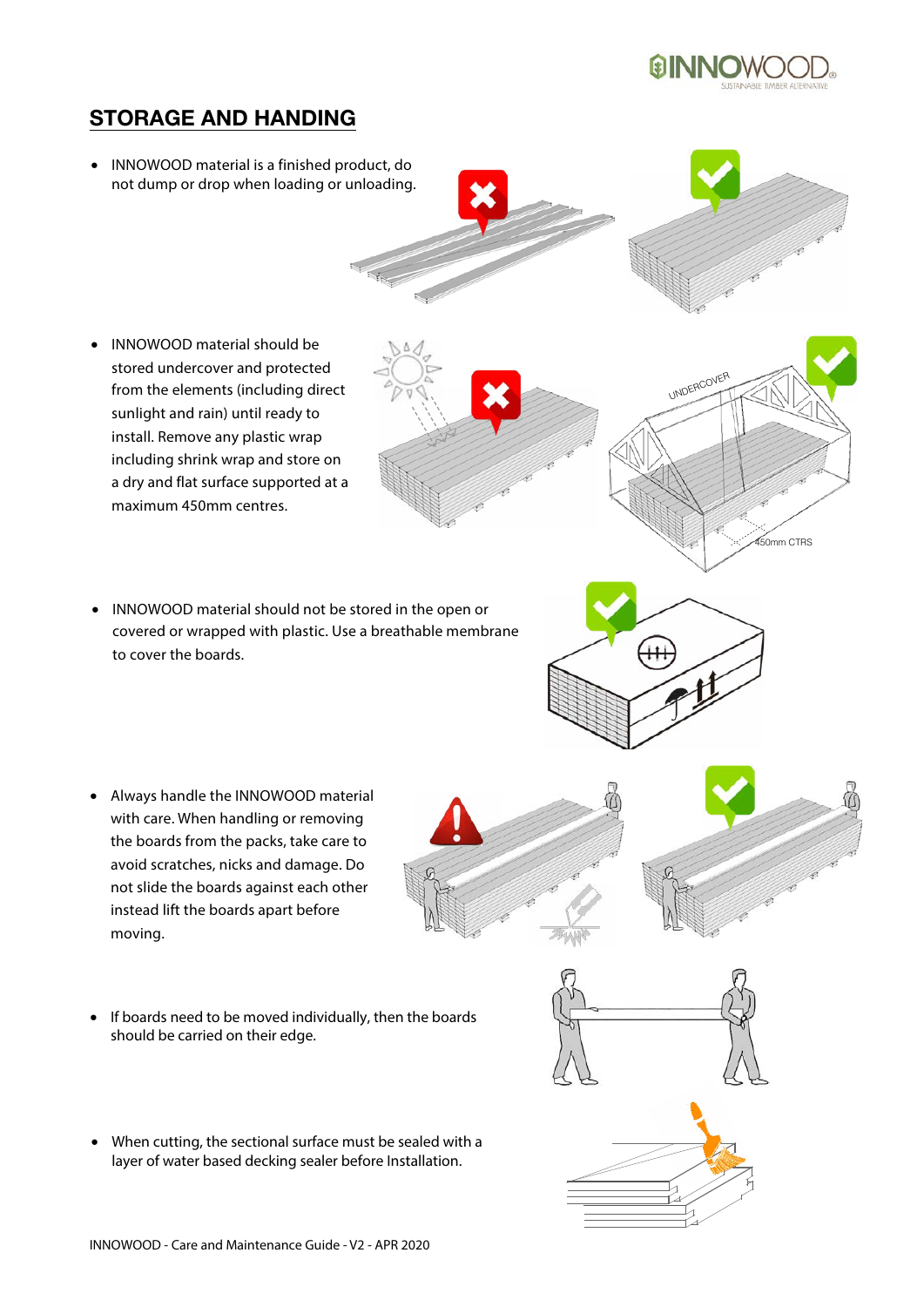## STORAGE AND HANDING

- INNOWOOD material is a finished product, do not dump or drop when loading or unloading.
- INNOWOOD material should be stored undercover and protected from the elements (including direct sunlight and rain) until ready to install. Remove any plastic wrap including shrink wrap and store on a dry and flat surface supported at a maximum 450mm centres.
- INNOWOOD material should not be stored in the open or covered or wrapped with plastic. Use a breathable membrane to cover the boards.
- Always handle the INNOWOOD material with care. When handling or removing the boards from the packs, take care to avoid scratches, nicks and damage. Do not slide the boards against each other instead lift the boards apart before moving.
- If boards need to be moved individually, then the boards should be carried on their edge.
- When cutting, the sectional surface must be sealed with a layer of water based decking sealer before Installation.